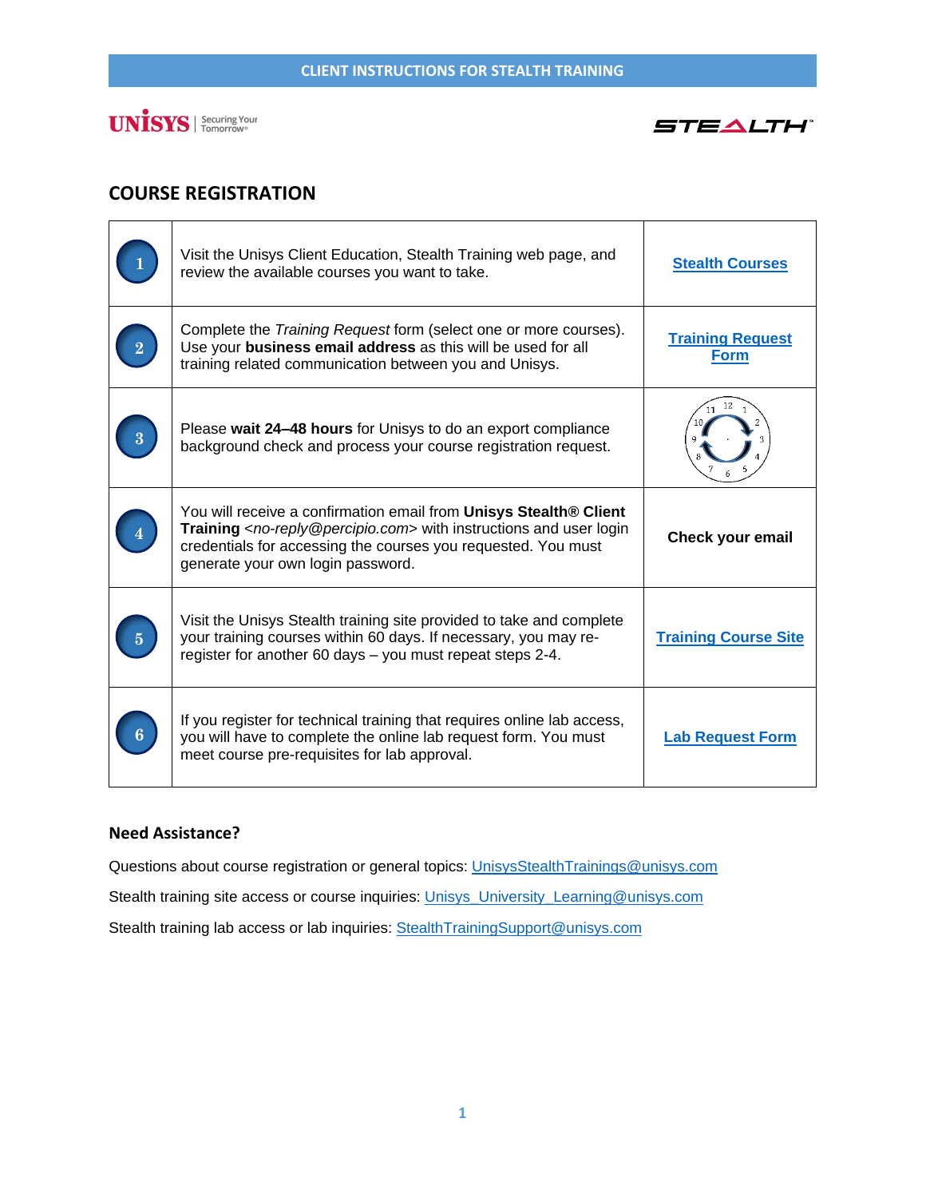CLIENT INSTRUCTIONS FOR STEALTH TRAINING

UNISYS | Securing Your Tomorrow®

STEALTH™

## COURSE REGISTRATION

| Step | Instructions | Action |
|---|---|---|
| 1 | Visit the Unisys Client Education, Stealth Training web page, and review the available courses you want to take. | **Stealth Courses** |
| 2 | Complete the *Training Request* form (select one or more courses). Use your **business email address** as this will be used for all training related communication between you and Unisys. | **Training Request Form** |
| 3 | Please **wait 24–48 hours** for Unisys to do an export compliance background check and process your course registration request. | |
| 4 | You will receive a confirmation email from **Unisys Stealth® Client Training** *<no-reply@percipio.com>* with instructions and user login credentials for accessing the courses you requested. You must generate your own login password. | **Check your email** |
| 5 | Visit the Unisys Stealth training site provided to take and complete your training courses within 60 days. If necessary, you may re-register for another 60 days – you must repeat steps 2-4. | **Training Course Site** |
| 6 | If you register for technical training that requires online lab access, you will have to complete the online lab request form. You must meet course pre-requisites for lab approval. | **Lab Request Form** |

### Need Assistance?

Questions about course registration or general topics: UnisysStealthTrainings@unisys.com

Stealth training site access or course inquiries: Unisys_University_Learning@unisys.com

Stealth training lab access or lab inquiries: StealthTrainingSupport@unisys.com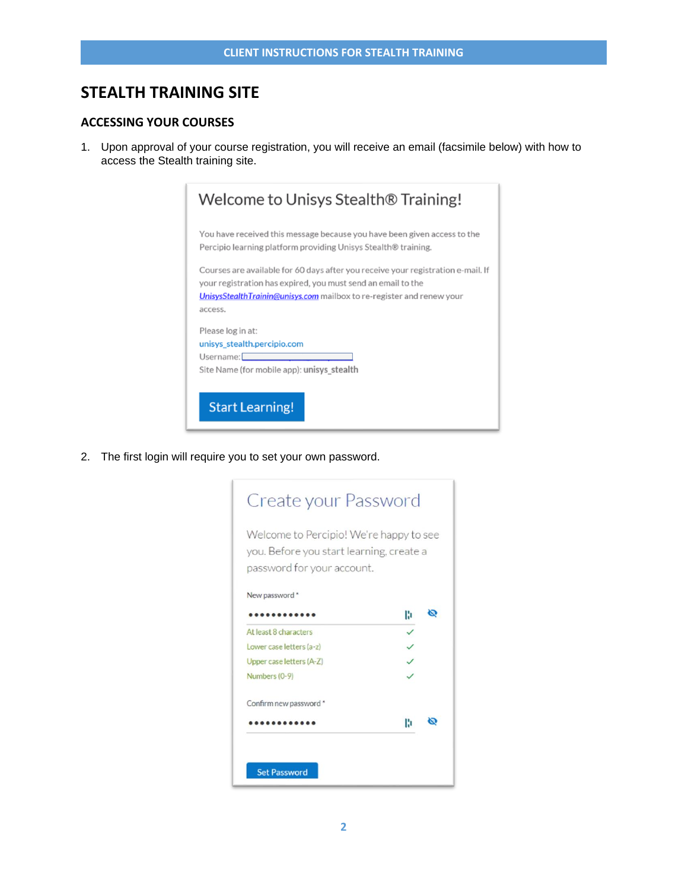# STEALTH TRAINING SITE

## ACCESSING YOUR COURSES

1. Upon approval of your course registration, you will receive an email (facsimile below) with how to access the Stealth training site.

   Welcome to Unisys Stealth® Training!

   You have received this message because you have been given access to the Percipio learning platform providing Unisys Stealth® training.

   Courses are available for 60 days after you receive your registration e-mail. If your registration has expired, you must send an email to the UnisysStealthTrainin@unisys.com mailbox to re-register and renew your access.

   Please log in at:
   unisys_stealth.percipio.com
   Username:
   Site Name (for mobile app): **unisys_stealth**

   Start Learning!

2. The first login will require you to set your own password.

   Create your Password

   Welcome to Percipio! We're happy to see you. Before you start learning, create a password for your account.

   New password *

   At least 8 characters
   Lower case letters (a-z)
   Upper case letters (A-Z)
   Numbers (0-9)

   Confirm new password *

   Set Password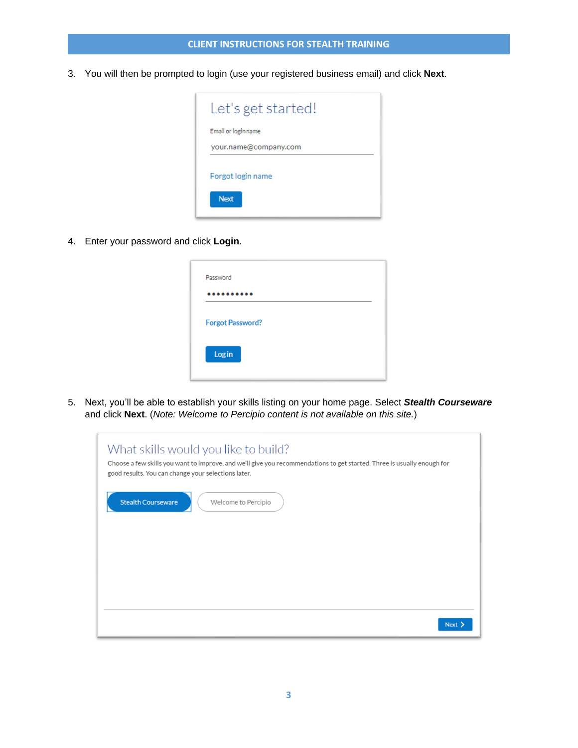3. You will then be prompted to login (use your registered business email) and click **Next**.

Let's get started!

Email or login name

your.name@company.com

Forgot login name

Next

4. Enter your password and click **Login**.

Password

••••••••••

Forgot Password?

Login

5. Next, you'll be able to establish your skills listing on your home page. Select ***Stealth Courseware*** and click **Next**. (*Note: Welcome to Percipio content is not available on this site.*)

What skills would you like to build?

Choose a few skills you want to improve, and we'll give you recommendations to get started. Three is usually enough for good results. You can change your selections later.

Stealth Courseware

Welcome to Percipio

Next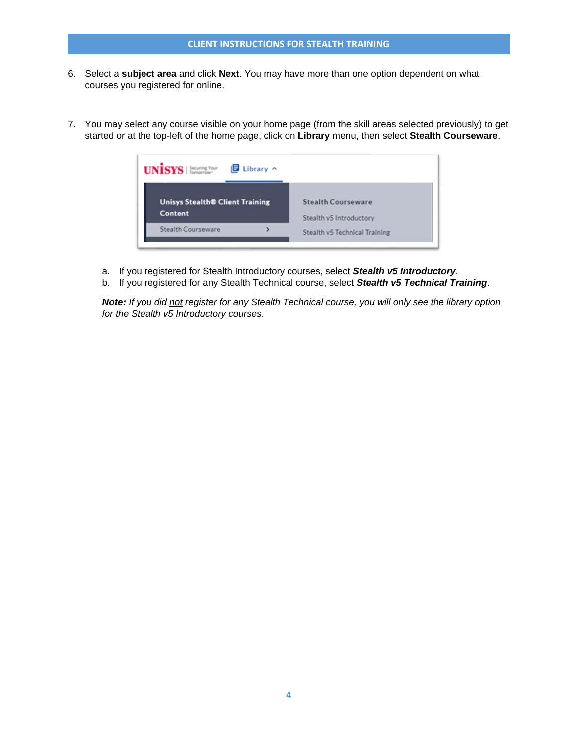6. Select a **subject area** and click **Next**. You may have more than one option dependent on what courses you registered for online.

7. You may select any course visible on your home page (from the skill areas selected previously) to get started or at the top-left of the home page, click on **Library** menu, then select **Stealth Courseware**.

   a. If you registered for Stealth Introductory courses, select ***Stealth v5 Introductory***.
   b. If you registered for any Stealth Technical course, select ***Stealth v5 Technical Training***.

   ***Note:*** *If you did* <u>*not*</u> *register for any Stealth Technical course, you will only see the library option for the Stealth v5 Introductory courses*.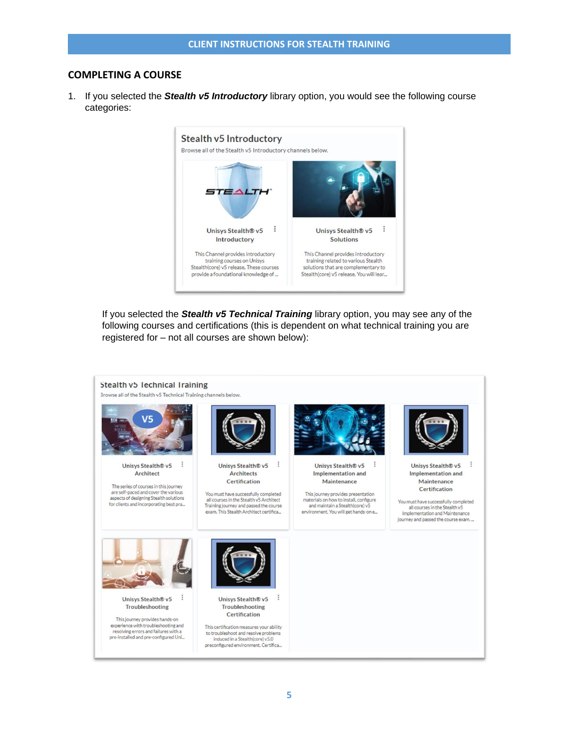## COMPLETING A COURSE

1. If you selected the ***Stealth v5 Introductory*** library option, you would see the following course categories:

Stealth v5 Introductory

Browse all of the Stealth v5 Introductory channels below.

Unisys Stealth® v5 Introductory

This Channel provides introductory training courses on Unisys Stealth(core) v5 release. These courses provide a foundational knowledge of ...

Unisys Stealth® v5 Solutions

This Channel provides introductory training related to various Stealth solutions that are complementary to Stealth(core) v5 release. You will lear...

If you selected the ***Stealth v5 Technical Training*** library option, you may see any of the following courses and certifications (this is dependent on what technical training you are registered for – not all courses are shown below):

Stealth v5 Technical Training

Browse all of the Stealth v5 Technical Training channels below.

Unisys Stealth® v5 Architect

The series of courses in this journey are self-paced and cover the various aspects of designing Stealth solutions for clients and incorporating best pra...

Unisys Stealth® v5 Architects Certification

You must have successfully completed all courses in the Stealth v5 Architect Training journey and passed the course exam. This Stealth Architect certifica...

Unisys Stealth® v5 Implementation and Maintenance

This journey provides presentation materials on how to install, configure and maintain a Stealth(core) v5 environment. You will get hands-on e...

Unisys Stealth® v5 Implementation and Maintenance Certification

You must have successfully completed all courses in the Stealth v5 Implementation and Maintenance journey and passed the course exam. ...

Unisys Stealth® v5 Troubleshooting

This journey provides hands-on experience with troubleshooting and resolving errors and failures with a pre-installed and pre-configured Uni...

Unisys Stealth® v5 Troubleshooting Certification

This certification measures your ability to troubleshoot and resolve problems induced in a Stealth(core) v5.0 preconfigured environment. Certifica...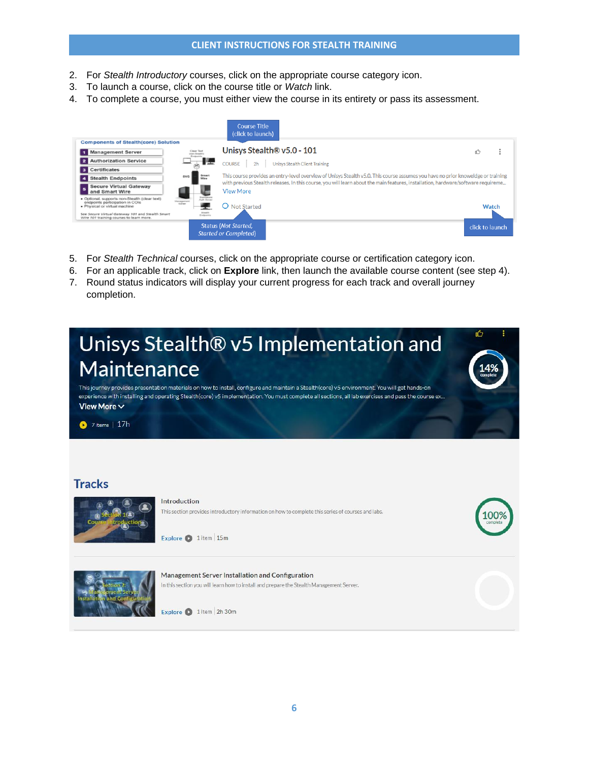2. For *Stealth Introductory* courses, click on the appropriate course category icon.
3. To launch a course, click on the course title or *Watch* link.
4. To complete a course, you must either view the course in its entirety or pass its assessment.

5. For *Stealth Technical* courses, click on the appropriate course or certification category icon.
6. For an applicable track, click on **Explore** link, then launch the available course content (see step 4).
7. Round status indicators will display your current progress for each track and overall journey completion.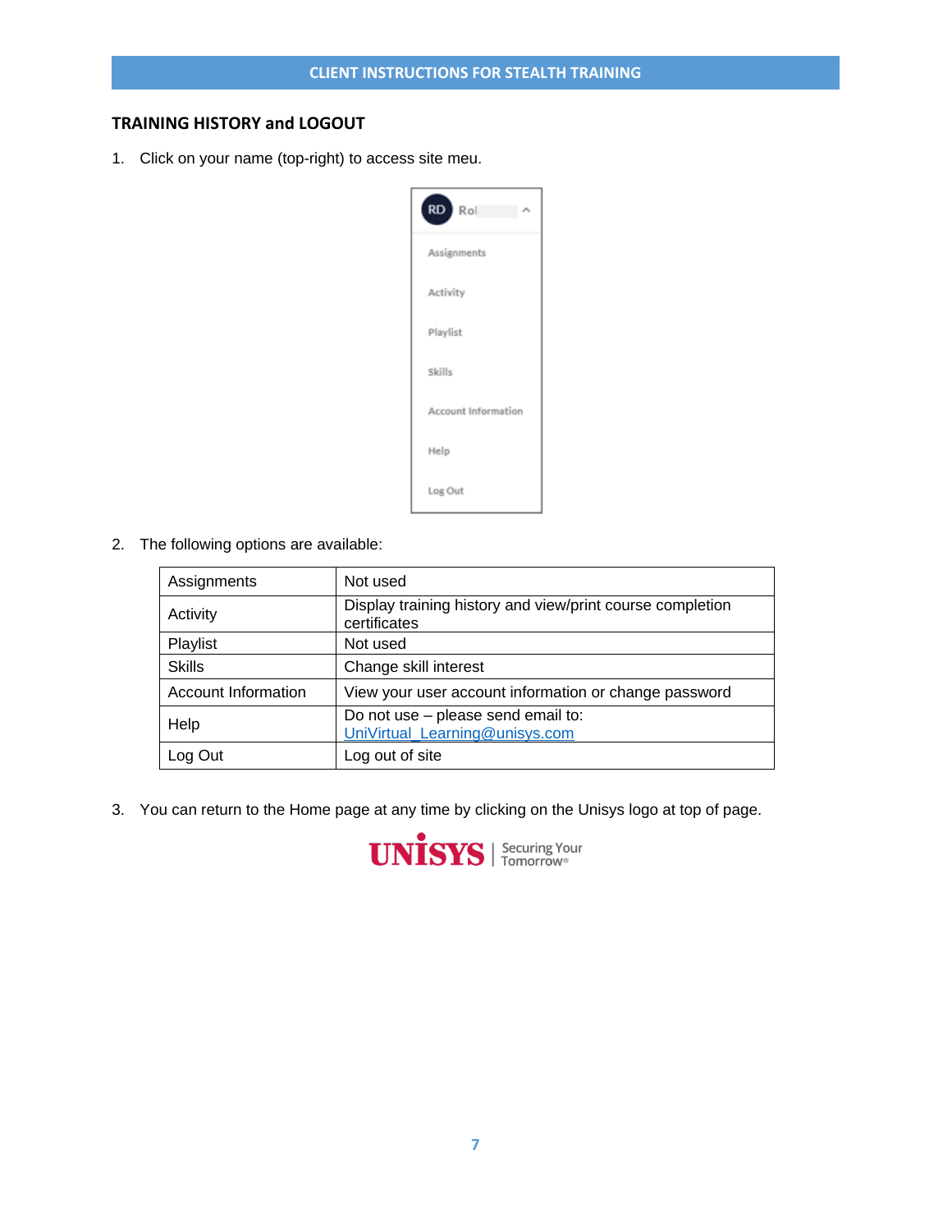## TRAINING HISTORY and LOGOUT

1. Click on your name (top-right) to access site meu.

2. The following options are available:

| | |
|---|---|
| Assignments | Not used |
| Activity | Display training history and view/print course completion certificates |
| Playlist | Not used |
| Skills | Change skill interest |
| Account Information | View your user account information or change password |
| Help | Do not use – please send email to: UniVirtual_Learning@unisys.com |
| Log Out | Log out of site |

3. You can return to the Home page at any time by clicking on the Unisys logo at top of page.